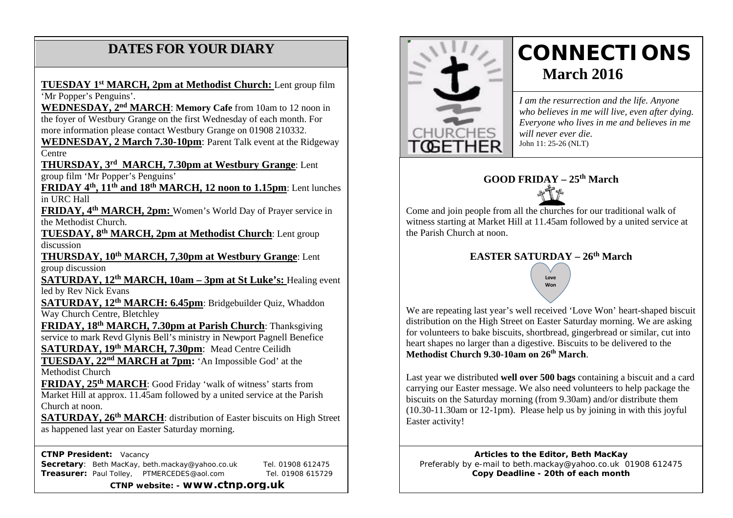## DATES FOR YOUR DIARY

**TUESDAY 1st MARCH, 2pm at Methodist Church:** Lent group film 'Mr Popper's Penguins'.

**WEDNESDAY, 2nd MARCH**: **Memory Cafe** from 10am to 12 noon in the foyer of Westbury Grange on the first Wednesday of each month. For more information please contact Westbury Grange on 01908 210332.

**WEDNESDAY, 2 March 7.30-10pm**: Parent Talk event at the Ridgeway Centre

**THURSDAY, 3rd MARCH, 7.30pm at Westbury Grange**: Lent group film 'Mr Popper's Penguins'

**FRIDAY 4th, 11th and 18th MARCH, 12 noon to 1.15pm**: Lent lunches in URC Hall

**FRIDAY, 4th MARCH, 2pm:** Women's World Day of Prayer service in the Methodist Church.

**TUESDAY, 8th MARCH, 2pm at Methodist Church**: Lent group discussion

**THURSDAY, 10th MARCH, 7,30pm at Westbury Grange**: Lent group discussion

**SATURDAY, 12th MARCH, 10am – 3pm at St Luke's:** Healing event led by Rev Nick Evans

**SATURDAY, 12th MARCH: 6.45pm**: Bridgebuilder Quiz, Whaddon Way Church Centre, Bletchley

**FRIDAY, 18th MARCH, 7.30pm at Parish Church**: Thanksgiving service to mark Revd Glynis Bell's ministry in Newport Pagnell Benefice

**SATURDAY, 19th MARCH, 7.30pm**: Mead Centre Ceilidh

**TUESDAY, 22nd MARCH at 7pm:** 'An Impossible God' at the Methodist Church

**FRIDAY, 25th MARCH**: Good Friday 'walk of witness' starts from Market Hill at approx. 11.45am followed by a united service at the Parish Church at noon.

**SATURDAY, 26th MARCH**: distribution of Easter biscuits on High Street as happened last year on Easter Saturday morning.

**CTNP President:** Vacancy
**Secretary**: Beth MacKay, beth.mackay@yahoo.co.uk Tel. 01908 612475
**Treasurer:** Paul Tolley, PTMERCEDES@aol.com Tel. 01908 615729

**CTNP website: - www.ctnp.org.uk**

# CONNECTIONS

## March 2016

*I am the resurrection and the life. Anyone who believes in me will live, even after dying. Everyone who lives in me and believes in me will never ever die.*
John 11: 25-26 (NLT)

### GOOD FRIDAY – 25th March

Come and join people from all the churches for our traditional walk of witness starting at Market Hill at 11.45am followed by a united service at the Parish Church at noon.

### EASTER SATURDAY – 26th March

Love Won

We are repeating last year's well received 'Love Won' heart-shaped biscuit distribution on the High Street on Easter Saturday morning. We are asking for volunteers to bake biscuits, shortbread, gingerbread or similar, cut into heart shapes no larger than a digestive. Biscuits to be delivered to the **Methodist Church 9.30-10am on 26th March**.

Last year we distributed **well over 500 bags** containing a biscuit and a card carrying our Easter message. We also need volunteers to help package the biscuits on the Saturday morning (from 9.30am) and/or distribute them (10.30-11.30am or 12-1pm). Please help us by joining in with this joyful Easter activity!

**Articles to the Editor, Beth MacKay**
Preferably by e-mail to beth.mackay@yahoo.co.uk 01908 612475
**Copy Deadline - 20th of each month**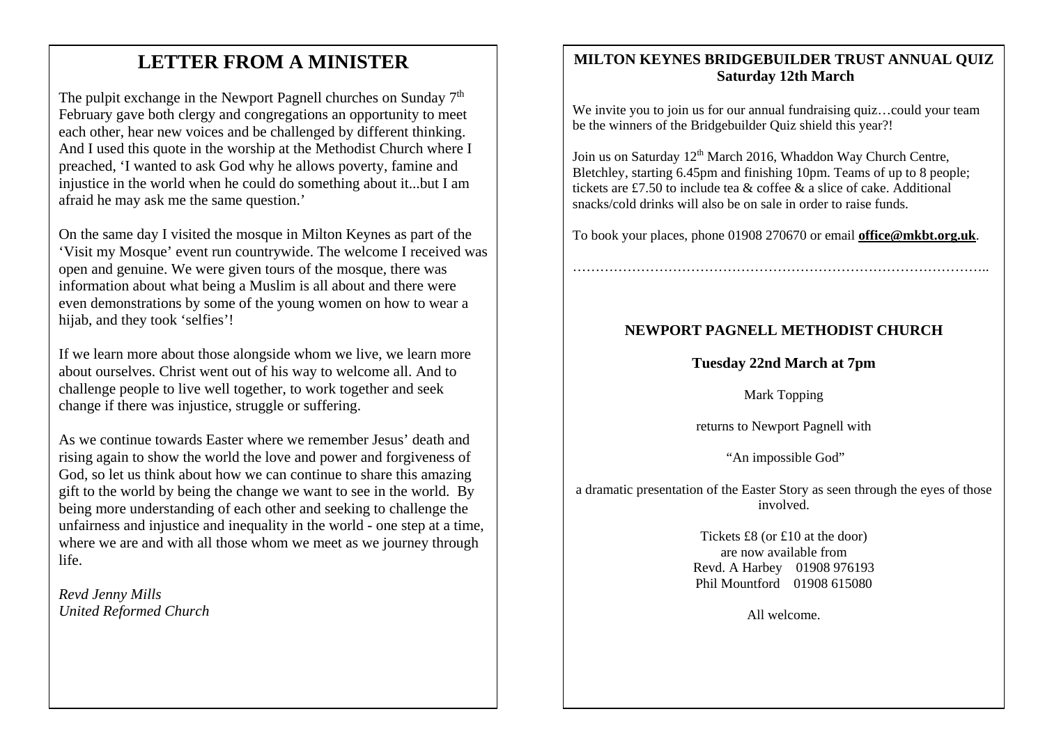# LETTER FROM A MINISTER

The pulpit exchange in the Newport Pagnell churches on Sunday 7th February gave both clergy and congregations an opportunity to meet each other, hear new voices and be challenged by different thinking. And I used this quote in the worship at the Methodist Church where I preached, 'I wanted to ask God why he allows poverty, famine and injustice in the world when he could do something about it...but I am afraid he may ask me the same question.'

On the same day I visited the mosque in Milton Keynes as part of the 'Visit my Mosque' event run countrywide. The welcome I received was open and genuine. We were given tours of the mosque, there was information about what being a Muslim is all about and there were even demonstrations by some of the young women on how to wear a hijab, and they took 'selfies'!

If we learn more about those alongside whom we live, we learn more about ourselves. Christ went out of his way to welcome all. And to challenge people to live well together, to work together and seek change if there was injustice, struggle or suffering.

As we continue towards Easter where we remember Jesus' death and rising again to show the world the love and power and forgiveness of God, so let us think about how we can continue to share this amazing gift to the world by being the change we want to see in the world. By being more understanding of each other and seeking to challenge the unfairness and injustice and inequality in the world - one step at a time, where we are and with all those whom we meet as we journey through life.

*Revd Jenny Mills*
*United Reformed Church*

## MILTON KEYNES BRIDGEBUILDER TRUST ANNUAL QUIZ Saturday 12th March

We invite you to join us for our annual fundraising quiz…could your team be the winners of the Bridgebuilder Quiz shield this year?!

Join us on Saturday 12th March 2016, Whaddon Way Church Centre, Bletchley, starting 6.45pm and finishing 10pm. Teams of up to 8 people; tickets are £7.50 to include tea & coffee & a slice of cake. Additional snacks/cold drinks will also be on sale in order to raise funds.

To book your places, phone 01908 270670 or email **office@mkbt.org.uk**.

………………………………………………………………………………..

## NEWPORT PAGNELL METHODIST CHURCH

**Tuesday 22nd March at 7pm**

Mark Topping

returns to Newport Pagnell with

"An impossible God"

a dramatic presentation of the Easter Story as seen through the eyes of those involved.

Tickets £8 (or £10 at the door)
are now available from
Revd. A Harbey 01908 976193
Phil Mountford 01908 615080

All welcome.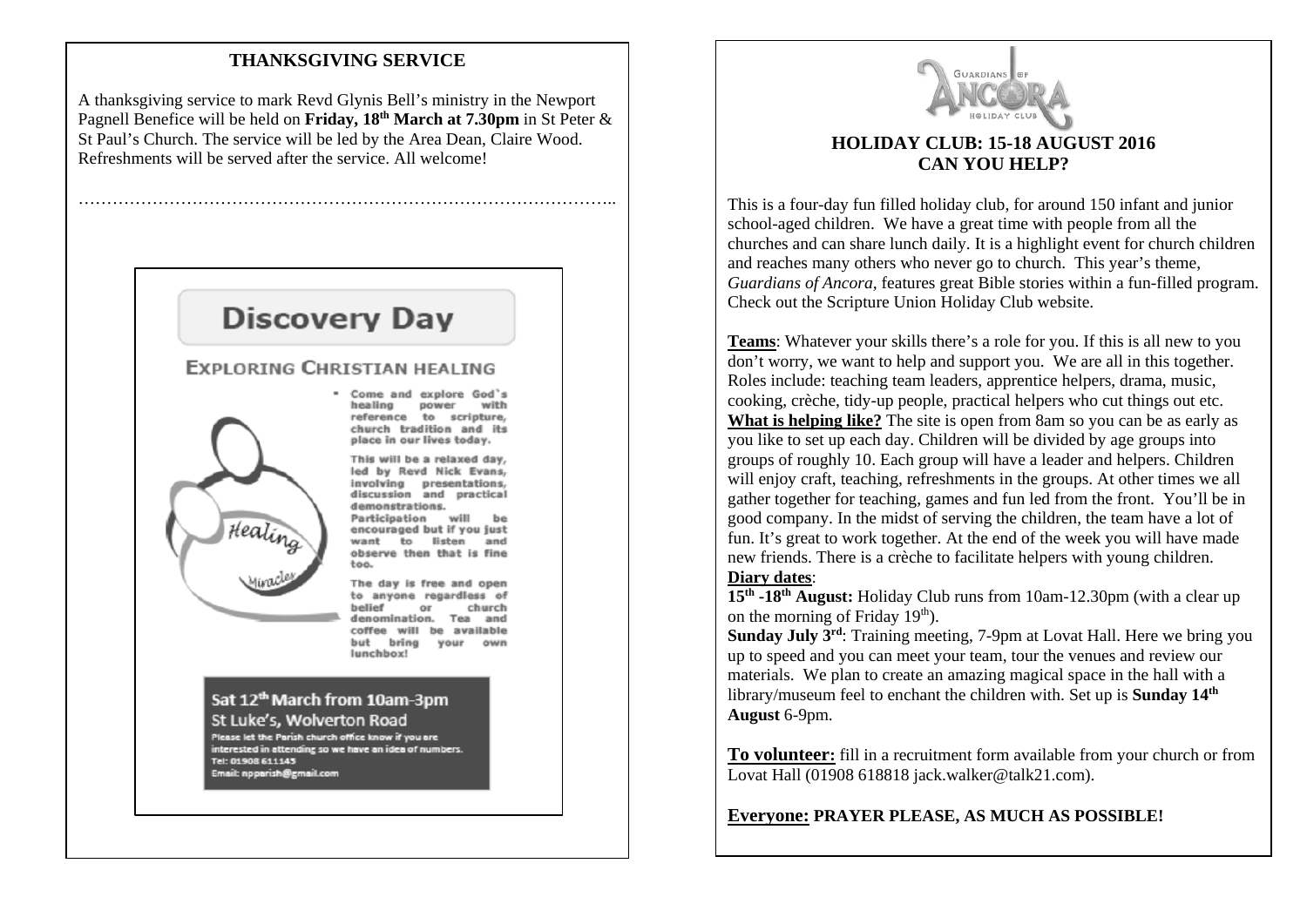## THANKSGIVING SERVICE

A thanksgiving service to mark Revd Glynis Bell's ministry in the Newport Pagnell Benefice will be held on **Friday, 18th March at 7.30pm** in St Peter & St Paul's Church. The service will be led by the Area Dean, Claire Wood. Refreshments will be served after the service. All welcome!

……………………………………………………………………………………..

## Discovery Day

### EXPLORING CHRISTIAN HEALING

- Come and explore God's healing power with reference to scripture, church tradition and its place in our lives today.

This will be a relaxed day, led by Revd Nick Evans, involving presentations, discussion and practical demonstrations. Participation will be encouraged but if you just want to listen and observe then that is fine too.

The day is free and open to anyone regardless of belief or church denomination. Tea and coffee will be available but bring your own lunchbox!

Healing

Miracles

**Sat 12th March from 10am-3pm**
**St Luke's, Wolverton Road**

Please let the Parish church office know if you are interested in attending so we have an idea of numbers.
Tel: 01908 611145
Email: npparish@gmail.com

GUARDIANS OF ANCORA HOLIDAY CLUB

## HOLIDAY CLUB: 15-18 AUGUST 2016
## CAN YOU HELP?

This is a four-day fun filled holiday club, for around 150 infant and junior school-aged children. We have a great time with people from all the churches and can share lunch daily. It is a highlight event for church children and reaches many others who never go to church. This year's theme, *Guardians of Ancora*, features great Bible stories within a fun-filled program. Check out the Scripture Union Holiday Club website.

**Teams**: Whatever your skills there's a role for you. If this is all new to you don't worry, we want to help and support you. We are all in this together. Roles include: teaching team leaders, apprentice helpers, drama, music, cooking, crèche, tidy-up people, practical helpers who cut things out etc.

**What is helping like?** The site is open from 8am so you can be as early as you like to set up each day. Children will be divided by age groups into groups of roughly 10. Each group will have a leader and helpers. Children will enjoy craft, teaching, refreshments in the groups. At other times we all gather together for teaching, games and fun led from the front. You'll be in good company. In the midst of serving the children, the team have a lot of fun. It's great to work together. At the end of the week you will have made new friends. There is a crèche to facilitate helpers with young children.

**Diary dates**:

**15th -18th August:** Holiday Club runs from 10am-12.30pm (with a clear up on the morning of Friday 19th).

**Sunday July 3rd**: Training meeting, 7-9pm at Lovat Hall. Here we bring you up to speed and you can meet your team, tour the venues and review our materials. We plan to create an amazing magical space in the hall with a library/museum feel to enchant the children with. Set up is **Sunday 14th August** 6-9pm.

**To volunteer:** fill in a recruitment form available from your church or from Lovat Hall (01908 618818 jack.walker@talk21.com).

**Everyone: PRAYER PLEASE, AS MUCH AS POSSIBLE!**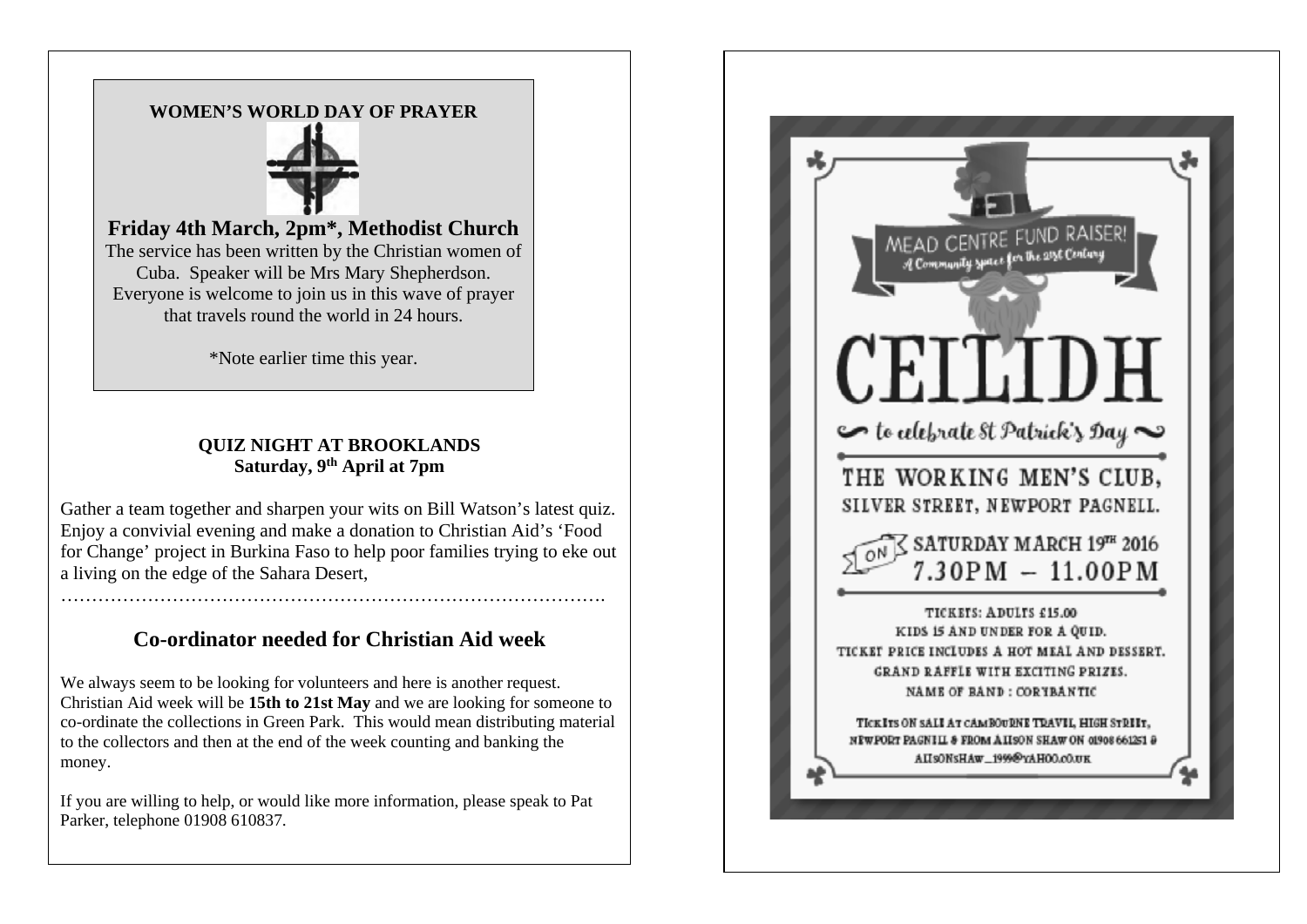**WOMEN'S WORLD DAY OF PRAYER**

**Friday 4th March, 2pm*, Methodist Church**

The service has been written by the Christian women of Cuba. Speaker will be Mrs Mary Shepherdson. Everyone is welcome to join us in this wave of prayer that travels round the world in 24 hours.

*Note earlier time this year.

**QUIZ NIGHT AT BROOKLANDS**
**Saturday, 9th April at 7pm**

Gather a team together and sharpen your wits on Bill Watson's latest quiz. Enjoy a convivial evening and make a donation to Christian Aid's 'Food for Change' project in Burkina Faso to help poor families trying to eke out a living on the edge of the Sahara Desert,

…………………………………………………………………………….

## Co-ordinator needed for Christian Aid week

We always seem to be looking for volunteers and here is another request. Christian Aid week will be **15th to 21st May** and we are looking for someone to co-ordinate the collections in Green Park. This would mean distributing material to the collectors and then at the end of the week counting and banking the money.

If you are willing to help, or would like more information, please speak to Pat Parker, telephone 01908 610837.

MEAD CENTRE FUND RAISER!
A Community space for the 21st Century

# CEILIDH

to celebrate St Patrick's Day

THE WORKING MEN'S CLUB,
SILVER STREET, NEWPORT PAGNELL.

ON SATURDAY MARCH 19TH 2016
7.30PM – 11.00PM

TICKETS: ADULTS £15.00
KIDS 15 AND UNDER FOR A QUID.
TICKET PRICE INCLUDES A HOT MEAL AND DESSERT.
GRAND RAFFLE WITH EXCITING PRIZES.
NAME OF BAND : CORYBANTIC

TICKETS ON SALE AT CAMBOURNE TRAVEL, HIGH STREET, NEWPORT PAGNELL & FROM ALISON SHAW ON 01908 661251 & ALISONSHAW_1959@YAHOO.CO.UK